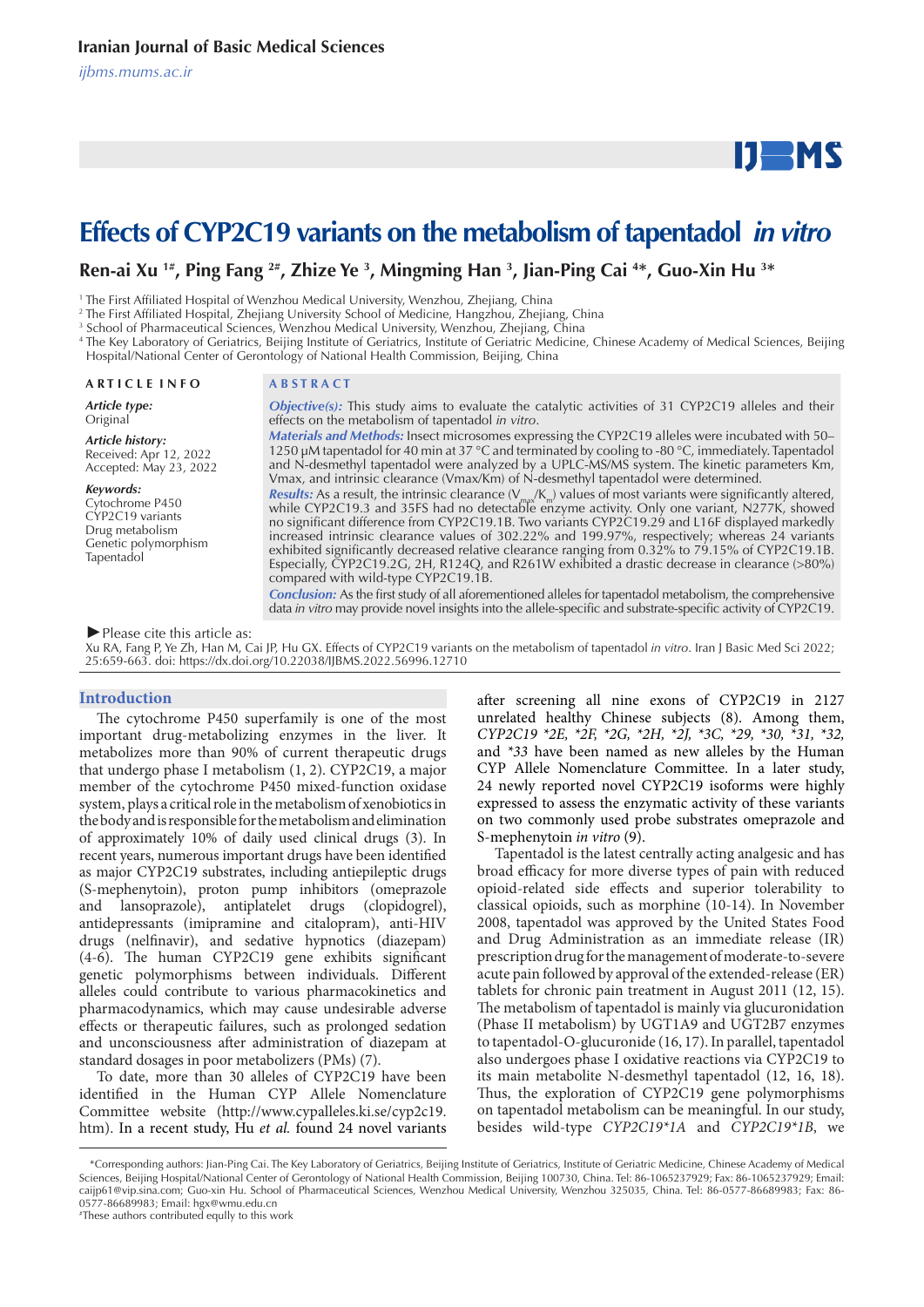# Effects of CYP2C19 variants on the metabolism of tapentadol *in vitro*

**Ren-ai Xu [1#], Ping Fang [2#], Zhize Ye [3], Mingming Han [3], Jian-Ping Cai [4*], Guo-Xin Hu [3*]**

[1] The First Affiliated Hospital of Wenzhou Medical University, Wenzhou, Zhejiang, China
[2] The First Affiliated Hospital, Zhejiang University School of Medicine, Hangzhou, Zhejiang, China
[3] School of Pharmaceutical Sciences, Wenzhou Medical University, Wenzhou, Zhejiang, China
[4] The Key Laboratory of Geriatrics, Beijing Institute of Geriatrics, Institute of Geriatric Medicine, Chinese Academy of Medical Sciences, Beijing Hospital/National Center of Gerontology of National Health Commission, Beijing, China

**ARTICLE INFO**

***Article type:***
Original

***Article history:***
Received: Apr 12, 2022
Accepted: May 23, 2022

***Keywords:***
Cytochrome P450
CYP2C19 variants
Drug metabolism
Genetic polymorphism
Tapentadol

**ABSTRACT**

***Objective(s):*** This study aims to evaluate the catalytic activities of 31 CYP2C19 alleles and their effects on the metabolism of tapentadol *in vitro*.

***Materials and Methods:*** Insect microsomes expressing the CYP2C19 alleles were incubated with 50–1250 μM tapentadol for 40 min at 37 °C and terminated by cooling to -80 °C, immediately. Tapentadol and N-desmethyl tapentadol were analyzed by a UPLC-MS/MS system. The kinetic parameters Km, Vmax, and intrinsic clearance (Vmax/Km) of N-desmethyl tapentadol were determined.

***Results:*** As a result, the intrinsic clearance ($V_{max}/K_m$) values of most variants were significantly altered, while CYP2C19.3 and 35FS had no detectable enzyme activity. Only one variant, N277K, showed no significant difference from CYP2C19.1B. Two variants CYP2C19.29 and L16F displayed markedly increased intrinsic clearance values of 302.22% and 199.97%, respectively; whereas 24 variants exhibited significantly decreased relative clearance ranging from 0.32% to 79.15% of CYP2C19.1B. Especially, CYP2C19.2G, 2H, R124Q, and R261W exhibited a drastic decrease in clearance (>80%) compared with wild-type CYP2C19.1B.

***Conclusion:*** As the first study of all aforementioned alleles for tapentadol metabolism, the comprehensive data *in vitro* may provide novel insights into the allele-specific and substrate-specific activity of CYP2C19.

►Please cite this article as:
Xu RA, Fang P, Ye Zh, Han M, Cai JP, Hu GX. Effects of CYP2C19 variants on the metabolism of tapentadol *in vitro*. Iran J Basic Med Sci 2022; 25:659-663. doi: https://dx.doi.org/10.22038/IJBMS.2022.56996.12710

## Introduction

The cytochrome P450 superfamily is one of the most important drug-metabolizing enzymes in the liver. It metabolizes more than 90% of current therapeutic drugs that undergo phase I metabolism (1, 2). CYP2C19, a major member of the cytochrome P450 mixed-function oxidase system, plays a critical role in the metabolism of xenobiotics in the body and is responsible for the metabolism and elimination of approximately 10% of daily used clinical drugs (3). In recent years, numerous important drugs have been identified as major CYP2C19 substrates, including antiepileptic drugs (S-mephenytoin), proton pump inhibitors (omeprazole and lansoprazole), antiplatelet drugs (clopidogrel), antidepressants (imipramine and citalopram), anti-HIV drugs (nelfinavir), and sedative hypnotics (diazepam) (4-6). The human CYP2C19 gene exhibits significant genetic polymorphisms between individuals. Different alleles could contribute to various pharmacokinetics and pharmacodynamics, which may cause undesirable adverse effects or therapeutic failures, such as prolonged sedation and unconsciousness after administration of diazepam at standard dosages in poor metabolizers (PMs) (7).

To date, more than 30 alleles of CYP2C19 have been identified in the Human CYP Allele Nomenclature Committee website (http://www.cypalleles.ki.se/cyp2c19.htm). In a recent study, Hu *et al.* found 24 novel variants after screening all nine exons of CYP2C19 in 2127 unrelated healthy Chinese subjects (8). Among them, *CYP2C19 *2E, *2F, *2G, *2H, *2J, *3C, *29, *30, *31, *32,* and **33* have been named as new alleles by the Human CYP Allele Nomenclature Committee. In a later study, 24 newly reported novel CYP2C19 isoforms were highly expressed to assess the enzymatic activity of these variants on two commonly used probe substrates omeprazole and S-mephenytoin *in vitro* (9).

Tapentadol is the latest centrally acting analgesic and has broad efficacy for more diverse types of pain with reduced opioid-related side effects and superior tolerability to classical opioids, such as morphine (10-14). In November 2008, tapentadol was approved by the United States Food and Drug Administration as an immediate release (IR) prescription drug for the management of moderate-to-severe acute pain followed by approval of the extended-release (ER) tablets for chronic pain treatment in August 2011 (12, 15). The metabolism of tapentadol is mainly via glucuronidation (Phase II metabolism) by UGT1A9 and UGT2B7 enzymes to tapentadol-O-glucuronide (16, 17). In parallel, tapentadol also undergoes phase I oxidative reactions via CYP2C19 to its main metabolite N-desmethyl tapentadol (12, 16, 18). Thus, the exploration of CYP2C19 gene polymorphisms on tapentadol metabolism can be meaningful. In our study, besides wild-type *CYP2C19*1A* and *CYP2C19*1B*, we

*Corresponding authors: Jian-Ping Cai. The Key Laboratory of Geriatrics, Beijing Institute of Geriatrics, Institute of Geriatric Medicine, Chinese Academy of Medical Sciences, Beijing Hospital/National Center of Gerontology of National Health Commission, Beijing 100730, China. Tel: 86-1065237929; Fax: 86-1065237929; Email: caijp61@vip.sina.com; Guo-xin Hu. School of Pharmaceutical Sciences, Wenzhou Medical University, Wenzhou 325035, China. Tel: 86-0577-86689983; Fax: 86-0577-86689983; Email: hgx@wmu.edu.cn
#These authors contributed eqully to this work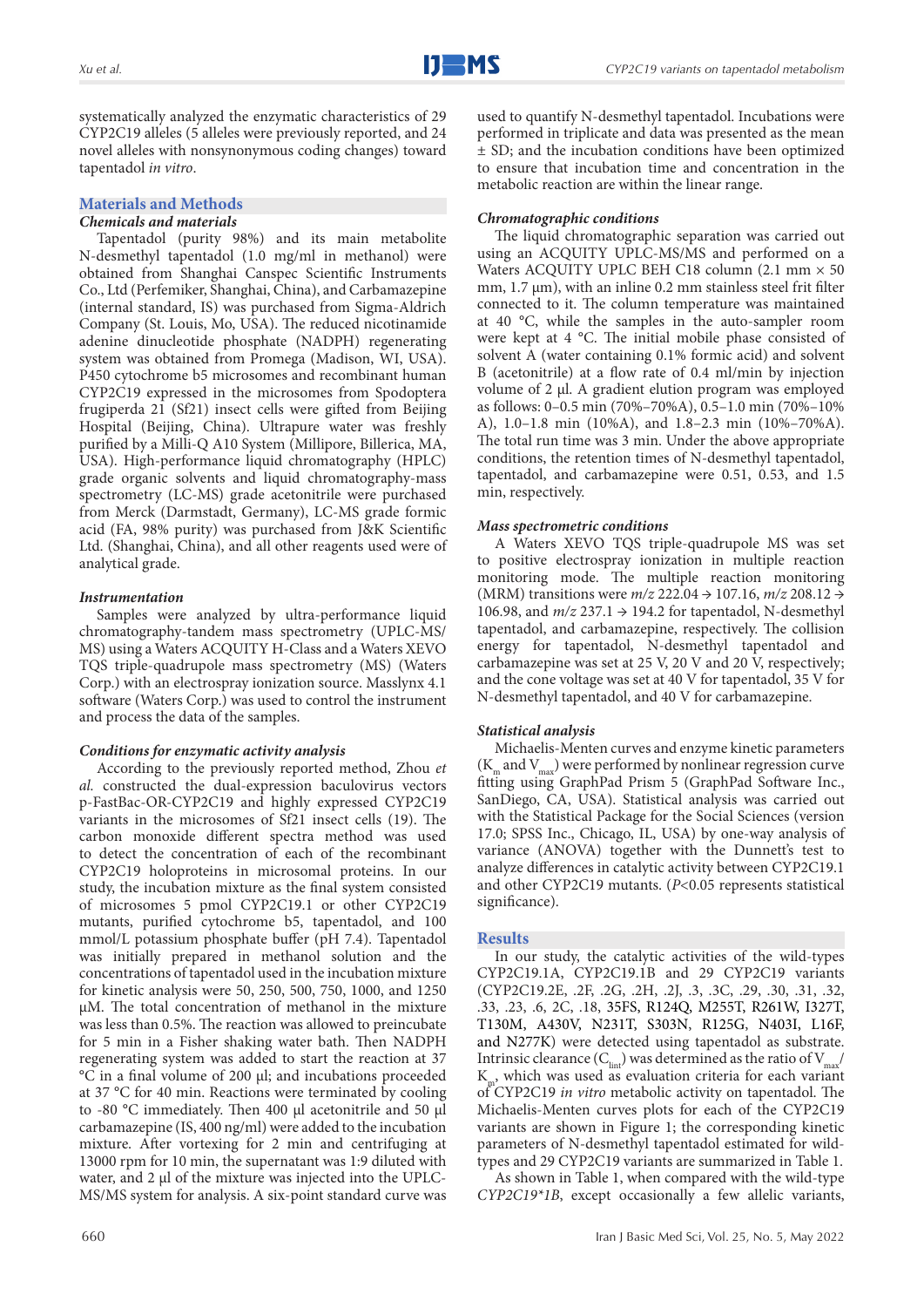systematically analyzed the enzymatic characteristics of 29 CYP2C19 alleles (5 alleles were previously reported, and 24 novel alleles with nonsynonymous coding changes) toward tapentadol *in vitro*.

## Materials and Methods

### Chemicals and materials

Tapentadol (purity 98%) and its main metabolite N-desmethyl tapentadol (1.0 mg/ml in methanol) were obtained from Shanghai Canspec Scientific Instruments Co., Ltd (Perfemiker, Shanghai, China), and Carbamazepine (internal standard, IS) was purchased from Sigma-Aldrich Company (St. Louis, Mo, USA). The reduced nicotinamide adenine dinucleotide phosphate (NADPH) regenerating system was obtained from Promega (Madison, WI, USA). P450 cytochrome b5 microsomes and recombinant human CYP2C19 expressed in the microsomes from Spodoptera frugiperda 21 (Sf21) insect cells were gifted from Beijing Hospital (Beijing, China). Ultrapure water was freshly purified by a Milli-Q A10 System (Millipore, Billerica, MA, USA). High-performance liquid chromatography (HPLC) grade organic solvents and liquid chromatography-mass spectrometry (LC-MS) grade acetonitrile were purchased from Merck (Darmstadt, Germany), LC-MS grade formic acid (FA, 98% purity) was purchased from J&K Scientific Ltd. (Shanghai, China), and all other reagents used were of analytical grade.

### Instrumentation

Samples were analyzed by ultra-performance liquid chromatography-tandem mass spectrometry (UPLC-MS/MS) using a Waters ACQUITY H-Class and a Waters XEVO TQS triple-quadrupole mass spectrometry (MS) (Waters Corp.) with an electrospray ionization source. Masslynx 4.1 software (Waters Corp.) was used to control the instrument and process the data of the samples.

### Conditions for enzymatic activity analysis

According to the previously reported method, Zhou *et al.* constructed the dual-expression baculovirus vectors p-FastBac-OR-CYP2C19 and highly expressed CYP2C19 variants in the microsomes of Sf21 insect cells (19). The carbon monoxide different spectra method was used to detect the concentration of each of the recombinant CYP2C19 holoproteins in microsomal proteins. In our study, the incubation mixture as the final system consisted of microsomes 5 pmol CYP2C19.1 or other CYP2C19 mutants, purified cytochrome b5, tapentadol, and 100 mmol/L potassium phosphate buffer (pH 7.4). Tapentadol was initially prepared in methanol solution and the concentrations of tapentadol used in the incubation mixture for kinetic analysis were 50, 250, 500, 750, 1000, and 1250 μM. The total concentration of methanol in the mixture was less than 0.5%. The reaction was allowed to preincubate for 5 min in a Fisher shaking water bath. Then NADPH regenerating system was added to start the reaction at 37 °C in a final volume of 200 μl; and incubations proceeded at 37 °C for 40 min. Reactions were terminated by cooling to -80 °C immediately. Then 400 μl acetonitrile and 50 μl carbamazepine (IS, 400 ng/ml) were added to the incubation mixture. After vortexing for 2 min and centrifuging at 13000 rpm for 10 min, the supernatant was 1:9 diluted with water, and 2 μl of the mixture was injected into the UPLC-MS/MS system for analysis. A six-point standard curve was used to quantify N-desmethyl tapentadol. Incubations were performed in triplicate and data was presented as the mean ± SD; and the incubation conditions have been optimized to ensure that incubation time and concentration in the metabolic reaction are within the linear range.

### Chromatographic conditions

The liquid chromatographic separation was carried out using an ACQUITY UPLC-MS/MS and performed on a Waters ACQUITY UPLC BEH C18 column (2.1 mm × 50 mm, 1.7 μm), with an inline 0.2 mm stainless steel frit filter connected to it. The column temperature was maintained at 40 °C, while the auto-sampler room were kept at 4 °C. The initial mobile phase consisted of solvent A (water containing 0.1% formic acid) and solvent B (acetonitrile) at a flow rate of 0.4 ml/min by injection volume of 2 μl. A gradient elution program was employed as follows: 0–0.5 min (70%–70%A), 0.5–1.0 min (70%–10% A), 1.0–1.8 min (10%A), and 1.8–2.3 min (10%–70%A). The total run time was 3 min. Under the above appropriate conditions, the retention times of N-desmethyl tapentadol, tapentadol, and carbamazepine were 0.51, 0.53, and 1.5 min, respectively.

### Mass spectrometric conditions

A Waters XEVO TQS triple-quadrupole MS was set to positive electrospray ionization in multiple reaction monitoring mode. The multiple reaction monitoring (MRM) transitions were $m/z$ 222.04 → 107.16, $m/z$ 208.12 → 106.98, and $m/z$ 237.1 → 194.2 for tapentadol, N-desmethyl tapentadol, and carbamazepine, respectively. The collision energy for tapentadol, N-desmethyl tapentadol and carbamazepine was set at 25 V, 20 V and 20 V, respectively; and the cone voltage was set at 40 V for tapentadol, 35 V for N-desmethyl tapentadol, and 40 V for carbamazepine.

### Statistical analysis

Michaelis-Menten curves and enzyme kinetic parameters ($K_m$ and $V_{max}$) were performed by nonlinear regression curve fitting using GraphPad Prism 5 (GraphPad Software Inc., SanDiego, CA, USA). Statistical analysis was carried out with the Statistical Package for the Social Sciences (version 17.0; SPSS Inc., Chicago, IL, USA) by one-way analysis of variance (ANOVA) together with the Dunnett's test to analyze differences in catalytic activity between CYP2C19.1 and other CYP2C19 mutants. ($P$<0.05 represents statistical significance).

## Results

In our study, the catalytic activities of the wild-types CYP2C19.1A, CYP2C19.1B and 29 CYP2C19 variants (CYP2C19.2E, .2F, .2G, .2H, .2J, .3, .3C, .29, .30, .31, .32, .33, .23, .6, 2C, .18, 35FS, R124Q, M255T, R261W, I327T, T130M, A430V, N231T, S303N, R125G, N403I, L16F, and N277K) were detected using tapentadol as substrate. Intrinsic clearance ($C_{lint}$) was determined as the ratio of $V_{max}$/$K_m$, which was used as evaluation criteria for each variant of CYP2C19 *in vitro* metabolic activity on tapentadol. The Michaelis-Menten curves plots for each of the CYP2C19 variants are shown in Figure 1; the corresponding kinetic parameters of N-desmethyl tapentadol estimated for wild-types and 29 CYP2C19 variants are summarized in Table 1.

As shown in Table 1, when compared with the wild-type *CYP2C19\*1B*, except occasionally a few allelic variants,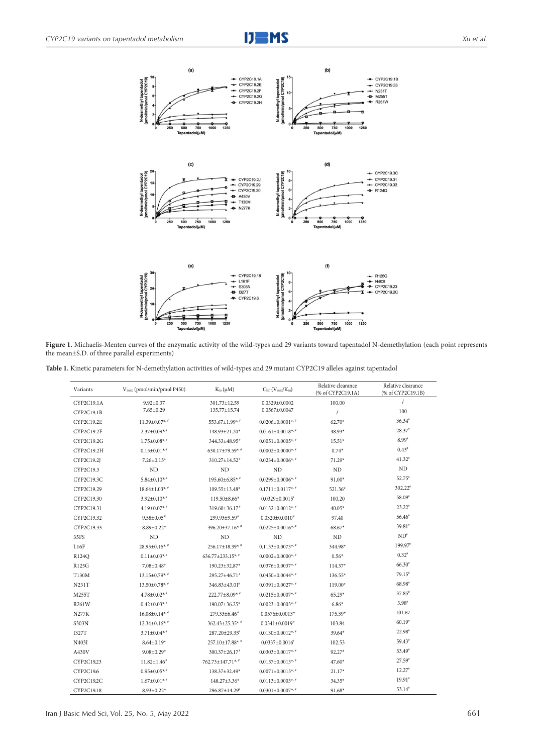**Figure 1.** Michaelis-Menten curves of the enzymatic activity of the wild-types and 29 variants toward tapentadol N-demethylation (each point represents the mean±S.D. of three parallel experiments)

**Table 1.** Kinetic parameters for N-demethylation activities of wild-types and 29 mutant CYP2C19 alleles against tapentadol

| Variants | $V_{max}$ (pmol/min/pmol P450) | $K_m$ (μM) | $Cl_{int}$($V_{max}$/$K_m$) | Relative clearance (% of CYP2C19.1A) | Relative clearance (% of CYP2C19.1B) |
|---|---|---|---|---|---|
| CYP2C19.1A | 9.92±0.37 | 301.73±12.59 | 0.0329±0.0002 | 100.00 | / |
| CYP2C19.1B | 7.65±0.29 | 135.77±15.74 | 0.0567±0.0047 | / | 100 |
| CYP2C19.2E | 11.39±0.07*,# | 553.67±1.99*,# | 0.0206±0.0001*,# | 62.70* | 36.34# |
| CYP2C19.2F | 2.37±0.09*,# | 148.93±21.20* | 0.0161±0.0018*,# | 48.93* | 28.37# |
| CYP2C19.2G | 1.75±0.08*,# | 344.33±48.95# | 0.0051±0.0005*,# | 15.51* | 8.99# |
| CYP2C19.2H | 0.15±0.01*,# | 630.17±79.59*,# | 0.0002±0.0000*,# | 0.74* | 0.43# |
| CYP2C19.2J | 7.26±0.15* | 310.27±14.52# | 0.0234±0.0006*,# | 71.29* | 41.32# |
| CYP2C19.3 | ND | ND | ND | ND | ND |
| CYP2C19.3C | 5.84±0.10*,# | 195.60±6.85*,# | 0.0299±0.0006*,# | 91.00* | 52.75# |
| CYP2C19.29 | 18.64±1.03*,# | 109.55±13.48* | 0.1711±0.0117*,# | 521.36* | 302.22# |
| CYP2C19.30 | 3.92±0.10*,# | 119.50±8.66* | 0.0329±0.0015# | 100.20 | 58.09# |
| CYP2C19.31 | 4.19±0.07*,# | 319.60±36.17# | 0.0132±0.0012*,# | 40.05* | 23.22# |
| CYP2C19.32 | 9.58±0.05# | 299.93±9.59# | 0.0320±0.0010# | 97.40 | 56.46# |
| CYP2C19.33 | 8.89±0.22* | 396.20±37.16*,# | 0.0225±0.0016*,# | 68.67* | 39.81# |
| 35FS | ND | ND | ND | ND | ND# |
| L16F | 28.93±0.16*,# | 256.17±18.39*,# | 0.1133±0.0073*,# | 344.98* | 199.97# |
| R124Q | 0.11±0.03*,# | 636.77±233.15*,# | 0.0002±0.0000*,# | 0.56* | 0.32# |
| R125G | 7.08±0.48* | 190.23±32.87* | 0.0376±0.0037*,# | 114.37* | 66.30# |
| T130M | 13.15±0.79*,# | 295.27±46.71# | 0.0450±0.0044*,# | 136.55* | 79.15# |
| N231T | 13.50±0.78*,# | 346.83±43.01# | 0.0391±0.0027*,# | 119.00* | 68.98# |
| M255T | 4.78±0.02*,# | 222.77±8.09*,# | 0.0215±0.0007*,# | 65.29* | 37.85# |
| R261W | 0.42±0.03*,# | 190.07±36.25* | 0.0023±0.0003*,# | 6.86* | 3.98# |
| N277K | 16.08±0.14*,# | 279.33±6.46# | 0.0576±0.0013* | 175.39* | 101.67 |
| S303N | 12.34±0.16*,# | 362.43±25.35*,# | 0.0341±0.0019# | 103.84 | 60.19# |
| I327T | 3.71±0.04*,# | 287.20±29.35# | 0.0130±0.0012*,# | 39.64* | 22.98# |
| N403I | 8.64±0.19* | 257.10±17.88*,# | 0.0337±0.0016# | 102.53 | 59.43# |
| A430V | 9.08±0.29* | 300.37±26.17# | 0.0303±0.0017*,# | 92.27* | 53.49# |
| CYP2C19.23 | 11.82±1.46# | 762.73±147.71*,# | 0.0157±0.0013*,# | 47.60* | 27.59# |
| CYP2C19.6 | 0.95±0.05*,# | 138.37±32.49* | 0.0071±0.0015*,# | 21.17* | 12.27# |
| CYP2C19.2C | 1.67±0.01*,# | 148.27±3.36* | 0.0113±0.0003*,# | 34.35* | 19.91# |
| CYP2C19.18 | 8.93±0.22* | 296.87±14.29# | 0.0301±0.0007*,# | 91.68* | 53.14# |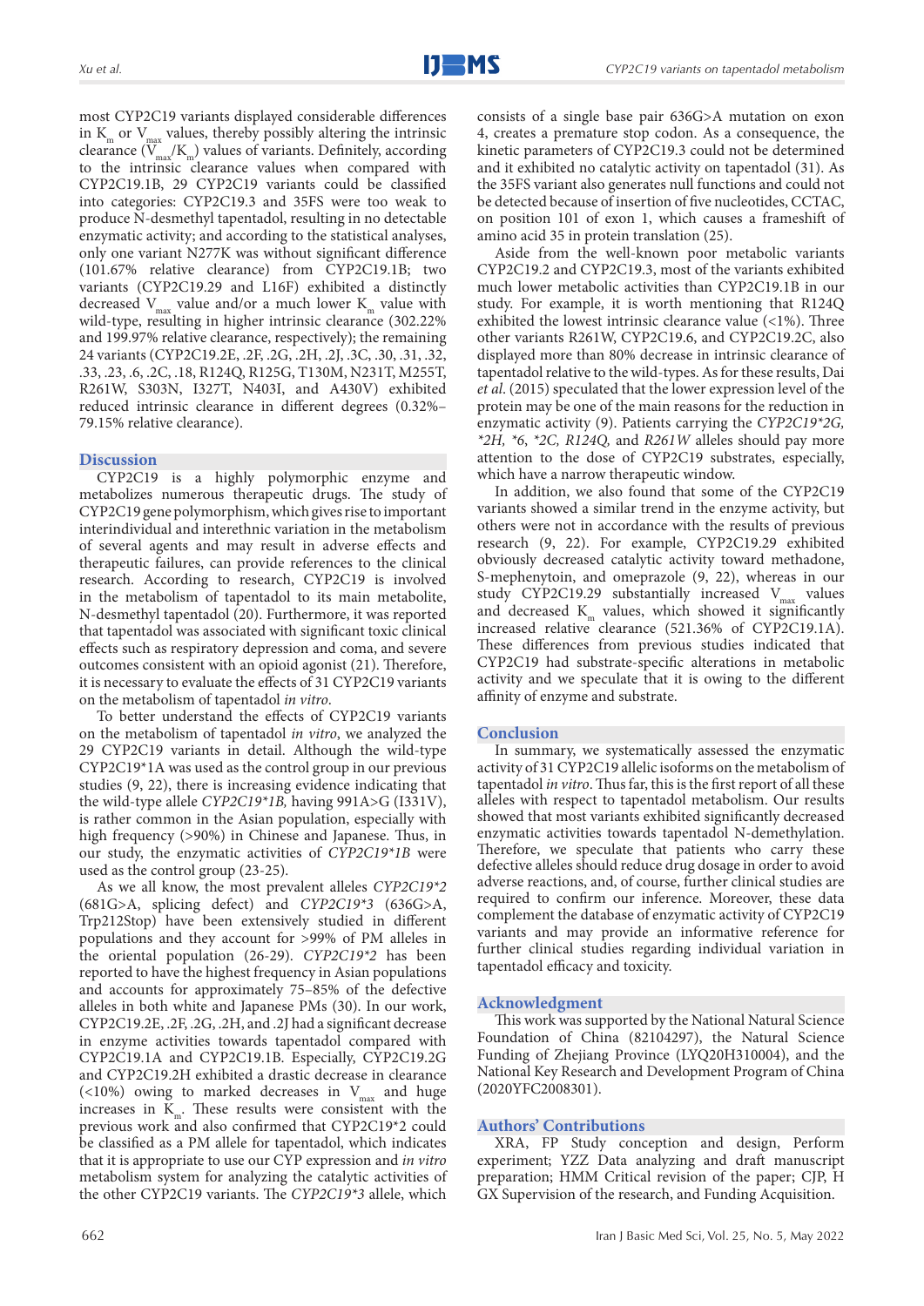most CYP2C19 variants displayed considerable differences in $K_m$ or $V_{max}$ values, thereby possibly altering the intrinsic clearance ($V_{max}/K_m$) values of variants. Definitely, according to the intrinsic clearance values when compared with CYP2C19.1B, 29 CYP2C19 variants could be classified into categories: CYP2C19.3 and 35FS were too weak to produce N-desmethyl tapentadol, resulting in no detectable enzymatic activity; and according to the statistical analyses, only one variant N277K was without significant difference (101.67% relative clearance) from CYP2C19.1B; two variants (CYP2C19.29 and L16F) exhibited a distinctly decreased $V_{max}$ value and/or a much lower $K_m$ value with wild-type, resulting in higher intrinsic clearance (302.22% and 199.97% relative clearance, respectively); the remaining 24 variants (CYP2C19.2E, .2F, .2G, .2H, .2J, .3C, .30, .31, .32, .33, .23, .6, .2C, .18, R124Q, R125G, T130M, N231T, M255T, R261W, S303N, I327T, N403I, and A430V) exhibited reduced intrinsic clearance in different degrees (0.32%–79.15% relative clearance).

## Discussion

CYP2C19 is a highly polymorphic enzyme and metabolizes numerous therapeutic drugs. The study of CYP2C19 gene polymorphism, which gives rise to important interindividual and interethnic variation in the metabolism of several agents and may result in adverse effects and therapeutic failures, can provide references to the clinical research. According to research, CYP2C19 is involved in the metabolism of tapentadol to its main metabolite, N-desmethyl tapentadol (20). Furthermore, it was reported that tapentadol was associated with significant toxic clinical effects such as respiratory depression and coma, and severe outcomes consistent with an opioid agonist (21). Therefore, it is necessary to evaluate the effects of 31 CYP2C19 variants on the metabolism of tapentadol *in vitro*.

To better understand the effects of CYP2C19 variants on the metabolism of tapentadol *in vitro*, we analyzed the 29 CYP2C19 variants in detail. Although the wild-type CYP2C19*1A was used as the control group in our previous studies (9, 22), there is increasing evidence indicating that the wild-type allele *CYP2C19*1B,* having 991A>G (I331V), is rather common in the Asian population, especially with high frequency (>90%) in Chinese and Japanese. Thus, in our study, the enzymatic activities of *CYP2C19*1B* were used as the control group (23-25).

As we all know, the most prevalent alleles *CYP2C19*2* (681G>A, splicing defect) and *CYP2C19*3* (636G>A, Trp212Stop) have been extensively studied in different populations and they account for >99% of PM alleles in the oriental population (26-29). *CYP2C19*2* has been reported to have the highest frequency in Asian populations and accounts for approximately 75–85% of the defective alleles in both white and Japanese PMs (30). In our work, CYP2C19.2E, .2F, .2G, .2H, and .2J had a significant decrease in enzyme activities towards tapentadol compared with CYP2C19.1A and CYP2C19.1B. Especially, CYP2C19.2G and CYP2C19.2H exhibited a drastic decrease in clearance (<10%) owing to marked decreases in $V_{max}$ and huge increases in $K_m$. These results were consistent with the previous work and also confirmed that CYP2C19*2 could be classified as a PM allele for tapentadol, which indicates that it is appropriate to use our CYP expression and *in vitro* metabolism system for analyzing the catalytic activities of the other CYP2C19 variants. The *CYP2C19*3* allele, which consists of a single base pair 636G>A mutation on exon 4, creates a premature stop codon. As a consequence, the kinetic parameters of CYP2C19.3 could not be determined and it exhibited no catalytic activity on tapentadol (31). As the 35FS variant also generates null functions and could not be detected because of insertion of five nucleotides, CCTAC, on position 101 of exon 1, which causes a frameshift of amino acid 35 in protein translation (25).

Aside from the well-known poor metabolic variants CYP2C19.2 and CYP2C19.3, most of the variants exhibited much lower metabolic activities than CYP2C19.1B in our study. For example, it is worth mentioning that R124Q exhibited the lowest intrinsic clearance value (<1%). Three other variants R261W, CYP2C19.6, and CYP2C19.2C, also displayed more than 80% decrease in intrinsic clearance of tapentadol relative to the wild-types. As for these results, Dai *et al.* (2015) speculated that the lower expression level of the protein may be one of the main reasons for the reduction in enzymatic activity (9). Patients carrying the *CYP2C19*2G, *2H, *6, *2C, R124Q,* and *R261W* alleles should pay more attention to the dose of CYP2C19 substrates, especially, which have a narrow therapeutic window.

In addition, we also found that some of the CYP2C19 variants showed a similar trend in the enzyme activity, but others were not in accordance with the results of previous research (9, 22). For example, CYP2C19.29 exhibited obviously decreased catalytic activity toward methadone, S-mephenytoin, and omeprazole (9, 22), whereas in our study CYP2C19.29 substantially increased $V_{max}$ values and decreased $K_m$ values, which showed it significantly increased relative clearance (521.36% of CYP2C19.1A). These differences from previous studies indicated that CYP2C19 had substrate-specific alterations in metabolic activity and we speculate that it is owing to the different affinity of enzyme and substrate.

## Conclusion

In summary, we systematically assessed the enzymatic activity of 31 CYP2C19 allelic isoforms on the metabolism of tapentadol *in vitro*. Thus far, this is the first report of all these alleles with respect to tapentadol metabolism. Our results showed that most variants exhibited significantly decreased enzymatic activities towards tapentadol N-demethylation. Therefore, we speculate that patients who carry these defective alleles should reduce drug dosage in order to avoid adverse reactions, and, of course, further clinical studies are required to confirm our inference. Moreover, these data complement the database of enzymatic activity of CYP2C19 variants and may provide an informative reference for further clinical studies regarding individual variation in tapentadol efficacy and toxicity.

## Acknowledgment

This work was supported by the National Natural Science Foundation of China (82104297), the Natural Science Funding of Zhejiang Province (LYQ20H310004), and the National Key Research and Development Program of China (2020YFC2008301).

## Authors' Contributions

XRA, FP Study conception and design, Perform experiment; YZZ Data analyzing and draft manuscript preparation; HMM Critical revision of the paper; CJP, H GX Supervision of the research, and Funding Acquisition.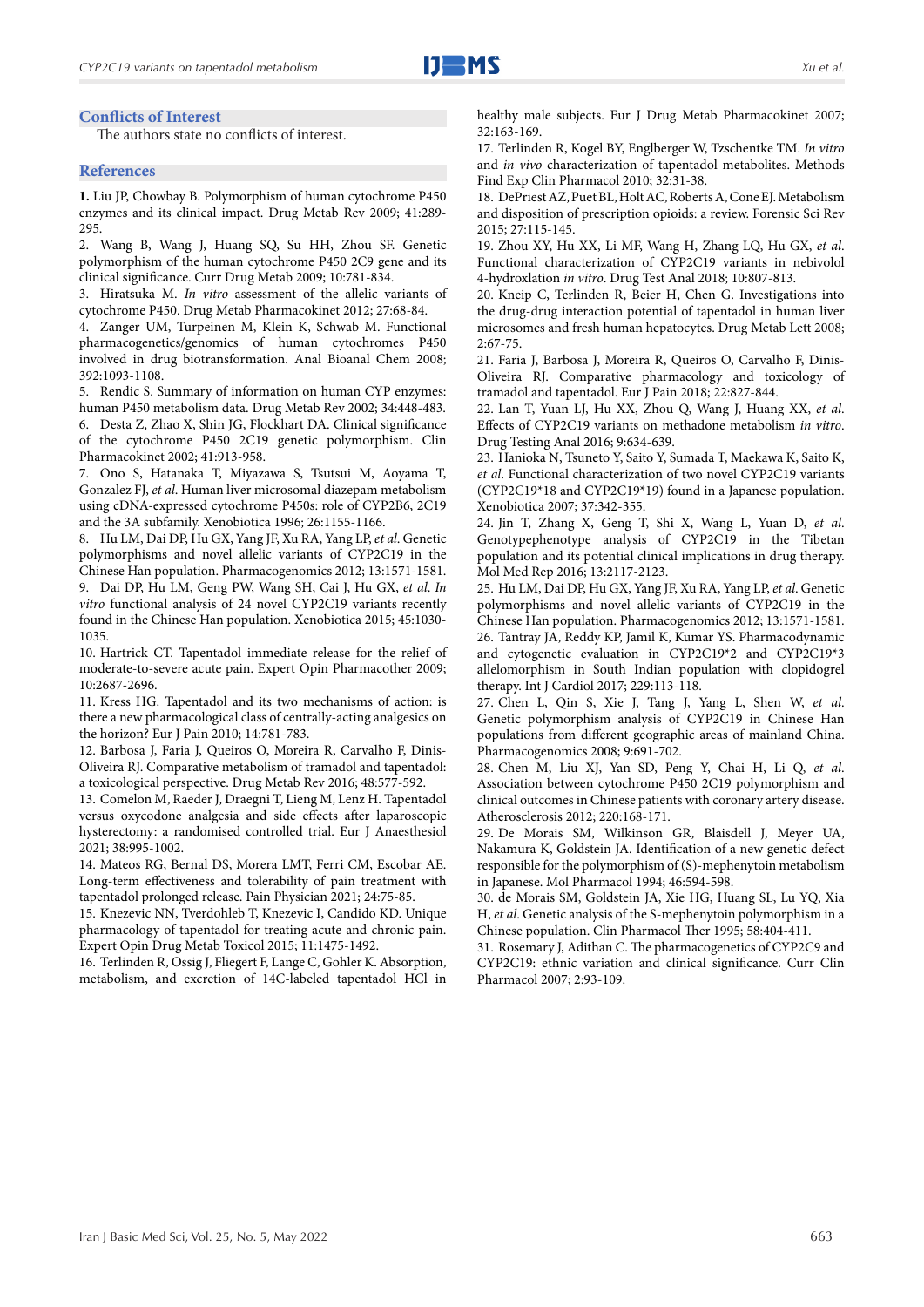## Conflicts of Interest

The authors state no conflicts of interest.

## References

**1.** Liu JP, Chowbay B. Polymorphism of human cytochrome P450 enzymes and its clinical impact. Drug Metab Rev 2009; 41:289-295.

2. Wang B, Wang J, Huang SQ, Su HH, Zhou SF. Genetic polymorphism of the human cytochrome P450 2C9 gene and its clinical significance. Curr Drug Metab 2009; 10:781-834.

3. Hiratsuka M. *In vitro* assessment of the allelic variants of cytochrome P450. Drug Metab Pharmacokinet 2012; 27:68-84.

4. Zanger UM, Turpeinen M, Klein K, Schwab M. Functional pharmacogenetics/genomics of human cytochromes P450 involved in drug biotransformation. Anal Bioanal Chem 2008; 392:1093-1108.

5. Rendic S. Summary of information on human CYP enzymes: human P450 metabolism data. Drug Metab Rev 2002; 34:448-483.

6. Desta Z, Zhao X, Shin JG, Flockhart DA. Clinical significance of the cytochrome P450 2C19 genetic polymorphism. Clin Pharmacokinet 2002; 41:913-958.

7. Ono S, Hatanaka T, Miyazawa S, Tsutsui M, Aoyama T, Gonzalez FJ, *et al*. Human liver microsomal diazepam metabolism using cDNA-expressed cytochrome P450s: role of CYP2B6, 2C19 and the 3A subfamily. Xenobiotica 1996; 26:1155-1166.

8. Hu LM, Dai DP, Hu GX, Yang JF, Xu RA, Yang LP, *et al*. Genetic polymorphisms and novel allelic variants of CYP2C19 in the Chinese Han population. Pharmacogenomics 2012; 13:1571-1581.

9. Dai DP, Hu LM, Geng PW, Wang SH, Cai J, Hu GX, *et al*. *In vitro* functional analysis of 24 novel CYP2C19 variants recently found in the Chinese Han population. Xenobiotica 2015; 45:1030-1035.

10. Hartrick CT. Tapentadol immediate release for the relief of moderate-to-severe acute pain. Expert Opin Pharmacother 2009; 10:2687-2696.

11. Kress HG. Tapentadol and its two mechanisms of action: is there a new pharmacological class of centrally-acting analgesics on the horizon? Eur J Pain 2010; 14:781-783.

12. Barbosa J, Faria J, Queiros O, Moreira R, Carvalho F, Dinis-Oliveira RJ. Comparative metabolism of tramadol and tapentadol: a toxicological perspective. Drug Metab Rev 2016; 48:577-592.

13. Comelon M, Raeder J, Draegni T, Lieng M, Lenz H. Tapentadol versus oxycodone analgesia and side effects after laparoscopic hysterectomy: a randomised controlled trial. Eur J Anaesthesiol 2021; 38:995-1002.

14. Mateos RG, Bernal DS, Morera LMT, Ferri CM, Escobar AE. Long-term effectiveness and tolerability of pain treatment with tapentadol prolonged release. Pain Physician 2021; 24:75-85.

15. Knezevic NN, Tverdohleb T, Knezevic I, Candido KD. Unique pharmacology of tapentadol for treating acute and chronic pain. Expert Opin Drug Metab Toxicol 2015; 11:1475-1492.

16. Terlinden R, Ossig J, Fliegert F, Lange C, Gohler K. Absorption, metabolism, and excretion of 14C-labeled tapentadol HCl in healthy male subjects. Eur J Drug Metab Pharmacokinet 2007; 32:163-169.

17. Terlinden R, Kogel BY, Englberger W, Tzschentke TM. *In vitro* and *in vivo* characterization of tapentadol metabolites. Methods Find Exp Clin Pharmacol 2010; 32:31-38.

18. DePriest AZ, Puet BL, Holt AC, Roberts A, Cone EJ. Metabolism and disposition of prescription opioids: a review. Forensic Sci Rev 2015; 27:115-145.

19. Zhou XY, Hu XX, Li MF, Wang H, Zhang LQ, Hu GX, *et al*. Functional characterization of CYP2C19 variants in nebivolol 4-hydroxlation *in vitro*. Drug Test Anal 2018; 10:807-813.

20. Kneip C, Terlinden R, Beier H, Chen G. Investigations into the drug-drug interaction potential of tapentadol in human liver microsomes and fresh human hepatocytes. Drug Metab Lett 2008; 2:67-75.

21. Faria J, Barbosa J, Moreira R, Queiros O, Carvalho F, Dinis-Oliveira RJ. Comparative pharmacology and toxicology of tramadol and tapentadol. Eur J Pain 2018; 22:827-844.

22. Lan T, Yuan LJ, Hu XX, Zhou Q, Wang J, Huang XX, *et al*. Effects of CYP2C19 variants on methadone metabolism *in vitro*. Drug Testing Anal 2016; 9:634-639.

23. Hanioka N, Tsuneto Y, Saito Y, Sumada T, Maekawa K, Saito K, *et al*. Functional characterization of two novel CYP2C19 variants (CYP2C19*18 and CYP2C19*19) found in a Japanese population. Xenobiotica 2007; 37:342-355.

24. Jin T, Zhang X, Geng T, Shi X, Wang L, Yuan D, *et al*. Genotypephenotype analysis of CYP2C19 in the Tibetan population and its potential clinical implications in drug therapy. Mol Med Rep 2016; 13:2117-2123.

25. Hu LM, Dai DP, Hu GX, Yang JF, Xu RA, Yang LP, *et al*. Genetic polymorphisms and novel allelic variants of CYP2C19 in the Chinese Han population. Pharmacogenomics 2012; 13:1571-1581.

26. Tantray JA, Reddy KP, Jamil K, Kumar YS. Pharmacodynamic and cytogenetic evaluation in CYP2C19*2 and CYP2C19*3 allelomorphism in South Indian population with clopidogrel therapy. Int J Cardiol 2017; 229:113-118.

27. Chen L, Qin S, Xie J, Tang J, Yang L, Shen W, *et al*. Genetic polymorphism analysis of CYP2C19 in Chinese Han populations from different geographic areas of mainland China. Pharmacogenomics 2008; 9:691-702.

28. Chen M, Liu XJ, Yan SD, Peng Y, Chai H, Li Q, *et al*. Association between cytochrome P450 2C19 polymorphism and clinical outcomes in Chinese patients with coronary artery disease. Atherosclerosis 2012; 220:168-171.

29. De Morais SM, Wilkinson GR, Blaisdell J, Meyer UA, Nakamura K, Goldstein JA. Identification of a new genetic defect responsible for the polymorphism of (S)-mephenytoin metabolism in Japanese. Mol Pharmacol 1994; 46:594-598.

30. de Morais SM, Goldstein JA, Xie HG, Huang SL, Lu YQ, Xia H, *et al*. Genetic analysis of the S-mephenytoin polymorphism in a Chinese population. Clin Pharmacol Ther 1995; 58:404-411.

31. Rosemary J, Adithan C. The pharmacogenetics of CYP2C9 and CYP2C19: ethnic variation and clinical significance. Curr Clin Pharmacol 2007; 2:93-109.